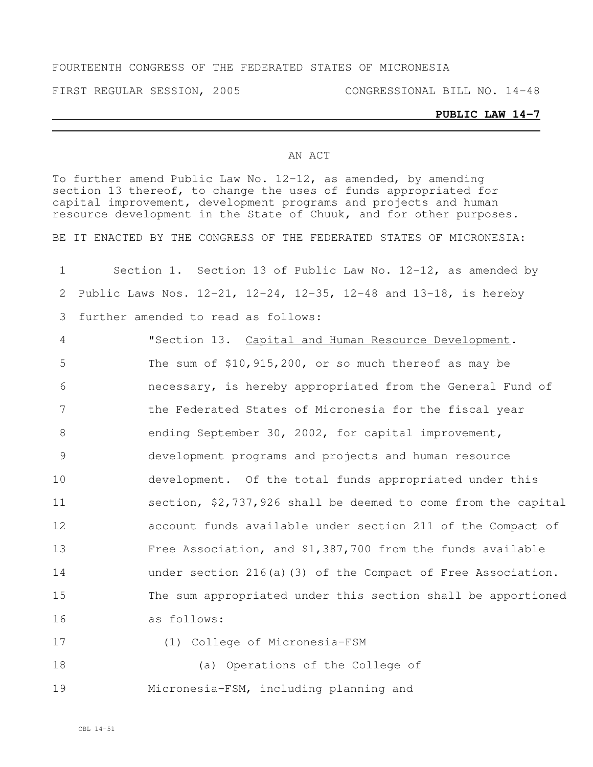FOURTEENTH CONGRESS OF THE FEDERATED STATES OF MICRONESIA

FIRST REGULAR SESSION, 2005 CONGRESSIONAL BILL NO. 14-48

**PUBLIC LAW 14-7**

---

AN ACT

To further amend Public Law No. 12-12, as amended, by amending section 13 thereof, to change the uses of funds appropriated for capital improvement, development programs and projects and human resource development in the State of Chuuk, and for other purposes.

BE IT ENACTED BY THE CONGRESS OF THE FEDERATED STATES OF MICRONESIA:

1 Section 1. Section 13 of Public Law No. 12-12, as amended by
2 Public Laws Nos. 12-21, 12-24, 12-35, 12-48 and 13-18, is hereby
3 further amended to read as follows:

4 "Section 13. Capital and Human Resource Development.
5 The sum of $10,915,200, or so much thereof as may be
6 necessary, is hereby appropriated from the General Fund of
7 the Federated States of Micronesia for the fiscal year
8 ending September 30, 2002, for capital improvement,
9 development programs and projects and human resource
10 development. Of the total funds appropriated under this
11 section, $2,737,926 shall be deemed to come from the capital
12 account funds available under section 211 of the Compact of
13 Free Association, and $1,387,700 from the funds available
14 under section 216(a)(3) of the Compact of Free Association.
15 The sum appropriated under this section shall be apportioned
16 as follows:

17 (1) College of Micronesia-FSM
18 (a) Operations of the College of
19 Micronesia-FSM, including planning and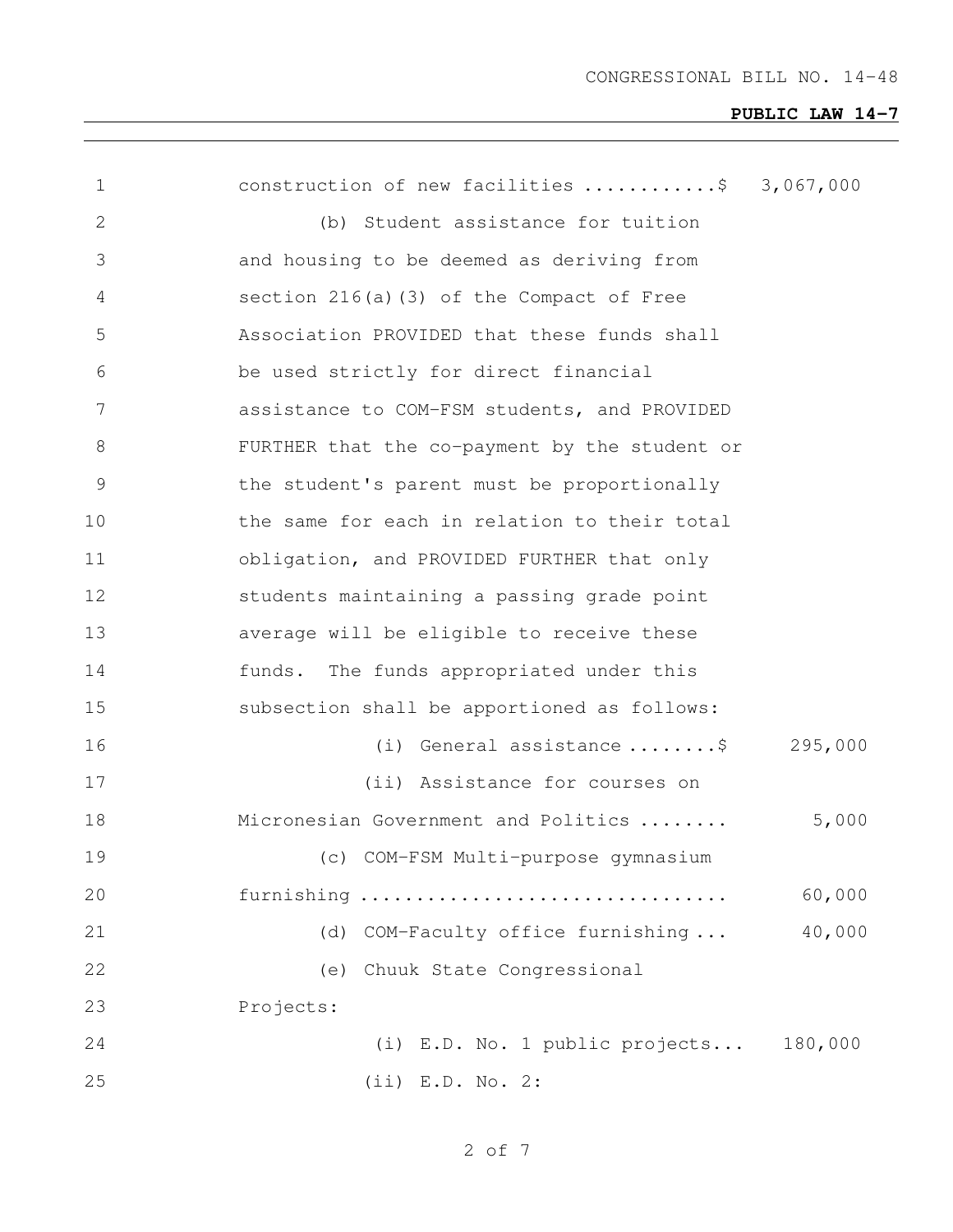construction of new facilities ............$ 3,067,000

(b) Student assistance for tuition and housing to be deemed as deriving from section 216(a)(3) of the Compact of Free Association PROVIDED that these funds shall be used strictly for direct financial assistance to COM-FSM students, and PROVIDED FURTHER that the co-payment by the student or the student's parent must be proportionally the same for each in relation to their total obligation, and PROVIDED FURTHER that only students maintaining a passing grade point average will be eligible to receive these funds. The funds appropriated under this subsection shall be apportioned as follows:

(i) General assistance ........$ 295,000

(ii) Assistance for courses on Micronesian Government and Politics ........ 5,000

(c) COM-FSM Multi-purpose gymnasium furnishing ................................ 60,000

(d) COM-Faculty office furnishing ... 40,000

(e) Chuuk State Congressional Projects:

(i) E.D. No. 1 public projects... 180,000

(ii) E.D. No. 2: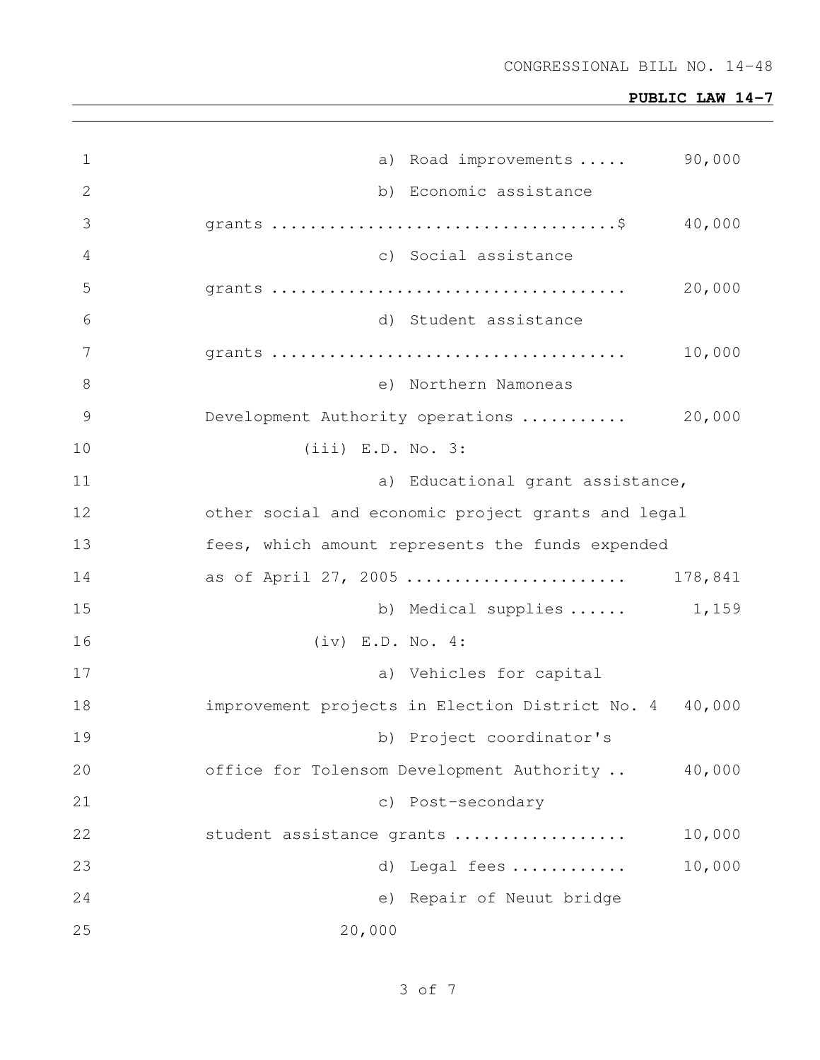a) Road improvements ..... 90,000

b) Economic assistance grants ....................................$ 40,000

c) Social assistance grants .................................... 20,000

d) Student assistance grants .................................... 10,000

e) Northern Namoneas Development Authority operations ........... 20,000

(iii) E.D. No. 3:

a) Educational grant assistance, other social and economic project grants and legal fees, which amount represents the funds expended as of April 27, 2005 ...................... 178,841

b) Medical supplies ...... 1,159

(iv) E.D. No. 4:

a) Vehicles for capital improvement projects in Election District No. 4 40,000

b) Project coordinator's office for Tolensom Development Authority .. 40,000

c) Post-secondary student assistance grants .................. 10,000

d) Legal fees ............ 10,000

e) Repair of Neuut bridge 20,000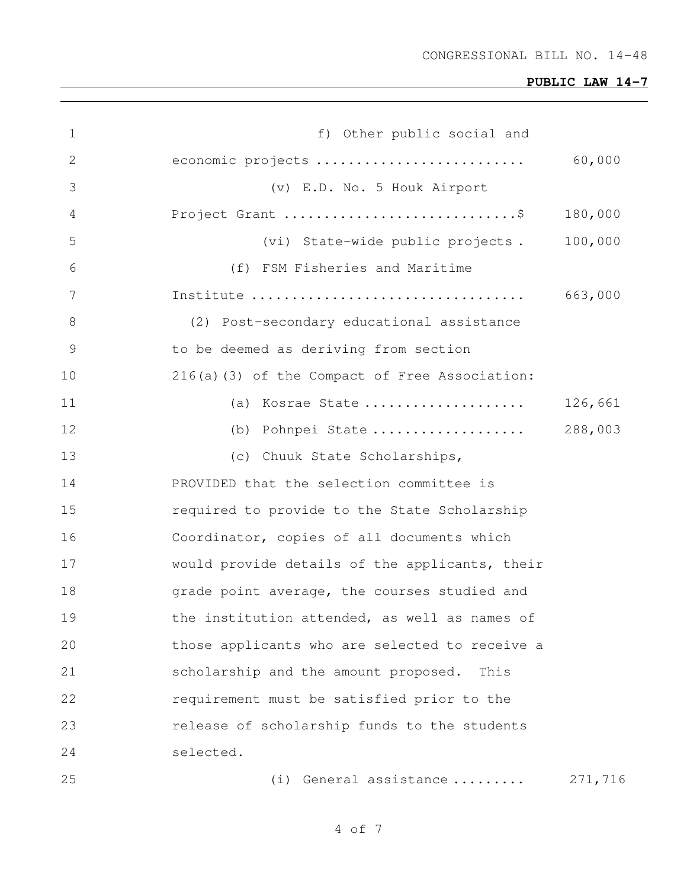f) Other public social and economic projects .......................... 60,000

(v) E.D. No. 5 Houk Airport Project Grant ............................$ 180,000

(vi) State-wide public projects . 100,000

(f) FSM Fisheries and Maritime Institute .................................. 663,000

(2) Post-secondary educational assistance to be deemed as deriving from section 216(a)(3) of the Compact of Free Association:

(a) Kosrae State .................... 126,661

(b) Pohnpei State ................... 288,003

(c) Chuuk State Scholarships, PROVIDED that the selection committee is required to provide to the State Scholarship Coordinator, copies of all documents which would provide details of the applicants, their grade point average, the courses studied and the institution attended, as well as names of those applicants who are selected to receive a scholarship and the amount proposed. This requirement must be satisfied prior to the release of scholarship funds to the students selected.

(i) General assistance ......... 271,716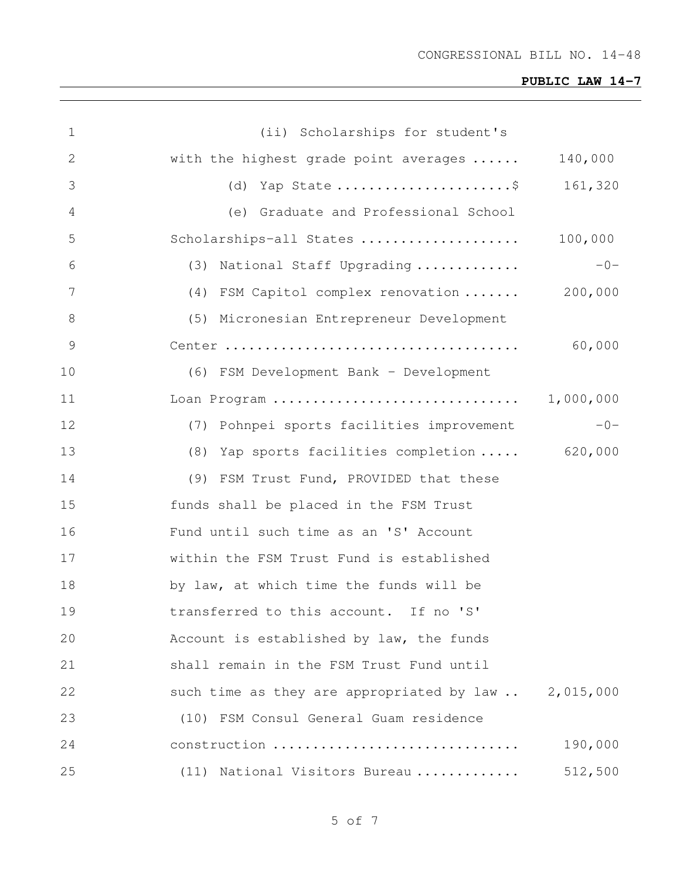| | |
|---|---|
| (ii) Scholarships for student's with the highest grade point averages ...... | 140,000 |
| (d) Yap State ......................$ | 161,320 |
| (e) Graduate and Professional School Scholarships-all States .................... | 100,000 |
| (3) National Staff Upgrading ............. | -0- |
| (4) FSM Capitol complex renovation ....... | 200,000 |
| (5) Micronesian Entrepreneur Development Center ..................................... | 60,000 |
| (6) FSM Development Bank - Development Loan Program ............................... | 1,000,000 |
| (7) Pohnpei sports facilities improvement | -0- |
| (8) Yap sports facilities completion ..... | 620,000 |
| (9) FSM Trust Fund, PROVIDED that these funds shall be placed in the FSM Trust Fund until such time as an 'S' Account within the FSM Trust Fund is established by law, at which time the funds will be transferred to this account. If no 'S' Account is established by law, the funds shall remain in the FSM Trust Fund until such time as they are appropriated by law .. | 2,015,000 |
| (10) FSM Consul General Guam residence construction .............................. | 190,000 |
| (11) National Visitors Bureau ............. | 512,500 |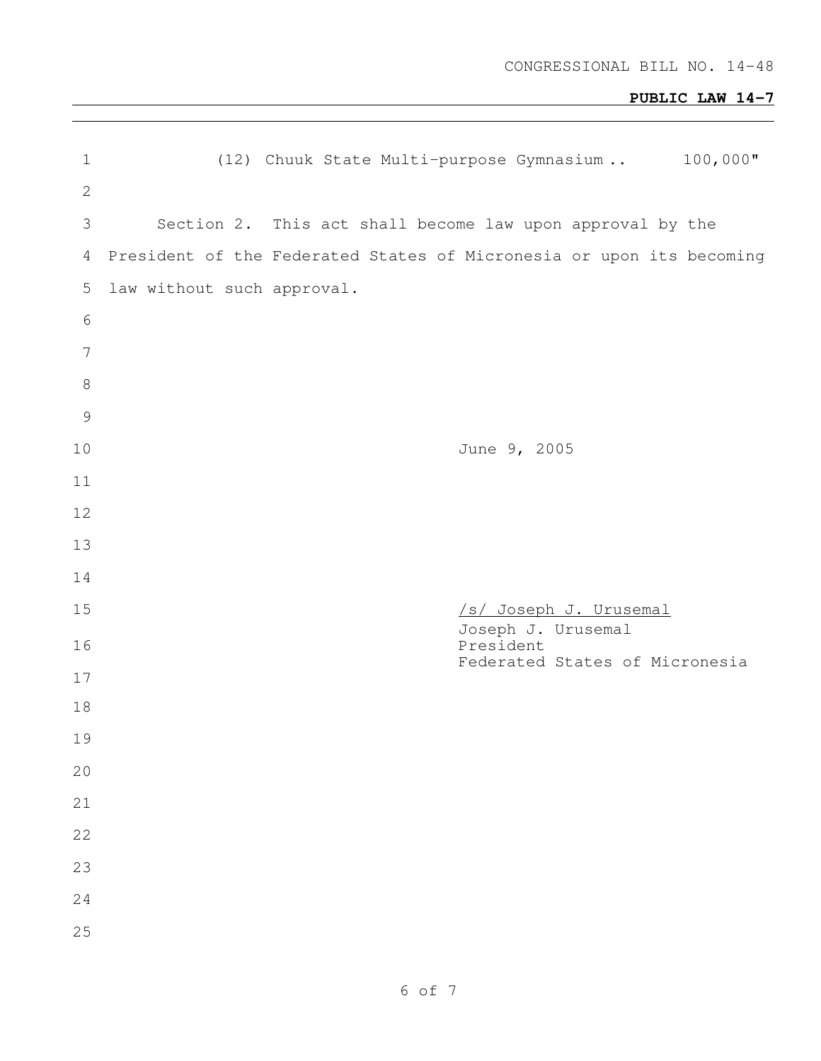CONGRESSIONAL BILL NO. 14-48

**PUBLIC LAW 14-7**

(12) Chuuk State Multi-purpose Gymnasium .. 100,000"

Section 2. This act shall become law upon approval by the President of the Federated States of Micronesia or upon its becoming law without such approval.

June 9, 2005

/s/ Joseph J. Urusemal
Joseph J. Urusemal
President
Federated States of Micronesia